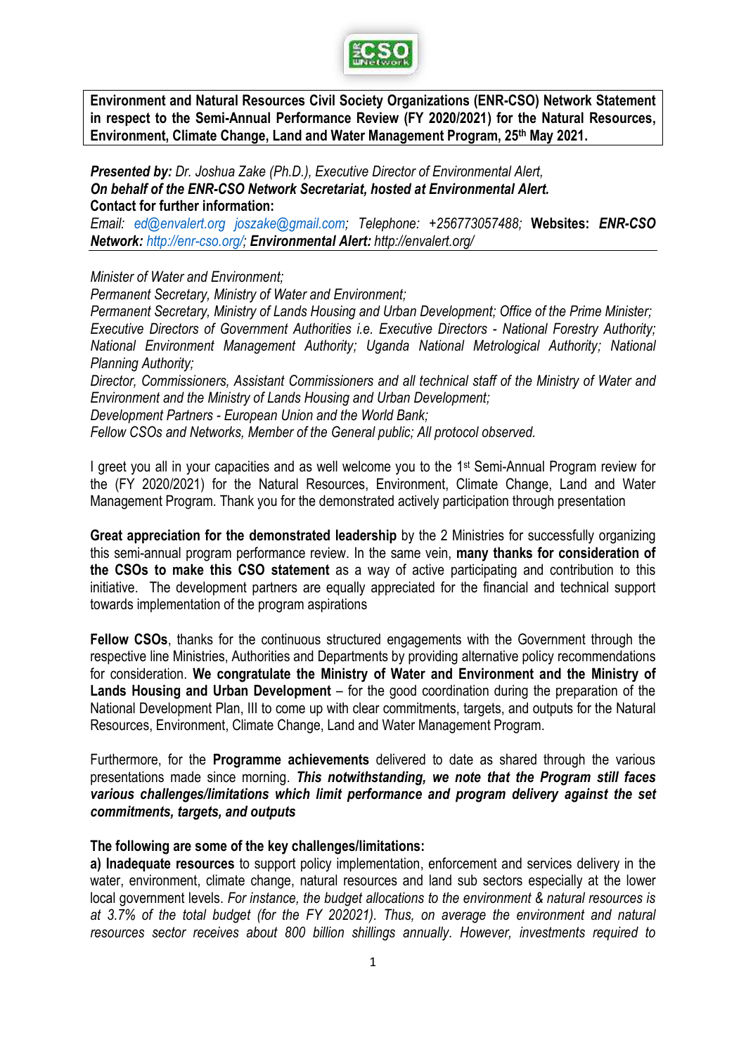**Environment and Natural Resources Civil Society Organizations (ENR-CSO) Network Statement in respect to the Semi-Annual Performance Review (FY 2020/2021) for the Natural Resources, Environment, Climate Change, Land and Water Management Program, 25th May 2021.**

***Presented by:*** *Dr. Joshua Zake (Ph.D.), Executive Director of Environmental Alert,*
***On behalf of the ENR-CSO Network Secretariat, hosted at Environmental Alert.***
**Contact for further information:**
*Email: ed@envalert.org joszake@gmail.com; Telephone: +256773057488;* **Websites:** ***ENR-CSO Network:*** *http://enr-cso.org/;* ***Environmental Alert:*** *http://envalert.org/*

*Minister of Water and Environment;*
*Permanent Secretary, Ministry of Water and Environment;*
*Permanent Secretary, Ministry of Lands Housing and Urban Development; Office of the Prime Minister;*
*Executive Directors of Government Authorities i.e. Executive Directors - National Forestry Authority; National Environment Management Authority; Uganda National Metrological Authority; National Planning Authority;*
*Director, Commissioners, Assistant Commissioners and all technical staff of the Ministry of Water and Environment and the Ministry of Lands Housing and Urban Development;*
*Development Partners - European Union and the World Bank;*
*Fellow CSOs and Networks, Member of the General public; All protocol observed.*

I greet you all in your capacities and as well welcome you to the 1st Semi-Annual Program review for the (FY 2020/2021) for the Natural Resources, Environment, Climate Change, Land and Water Management Program. Thank you for the demonstrated actively participation through presentation

**Great appreciation for the demonstrated leadership** by the 2 Ministries for successfully organizing this semi-annual program performance review. In the same vein, **many thanks for consideration of the CSOs to make this CSO statement** as a way of active participating and contribution to this initiative. The development partners are equally appreciated for the financial and technical support towards implementation of the program aspirations

**Fellow CSOs**, thanks for the continuous structured engagements with the Government through the respective line Ministries, Authorities and Departments by providing alternative policy recommendations for consideration. **We congratulate the Ministry of Water and Environment and the Ministry of Lands Housing and Urban Development** – for the good coordination during the preparation of the National Development Plan, III to come up with clear commitments, targets, and outputs for the Natural Resources, Environment, Climate Change, Land and Water Management Program.

Furthermore, for the **Programme achievements** delivered to date as shared through the various presentations made since morning. ***This notwithstanding, we note that the Program still faces various challenges/limitations which limit performance and program delivery against the set commitments, targets, and outputs***

**The following are some of the key challenges/limitations:**

**a) Inadequate resources** to support policy implementation, enforcement and services delivery in the water, environment, climate change, natural resources and land sub sectors especially at the lower local government levels. *For instance, the budget allocations to the environment & natural resources is at 3.7% of the total budget (for the FY 202021). Thus, on average the environment and natural resources sector receives about 800 billion shillings annually. However, investments required to*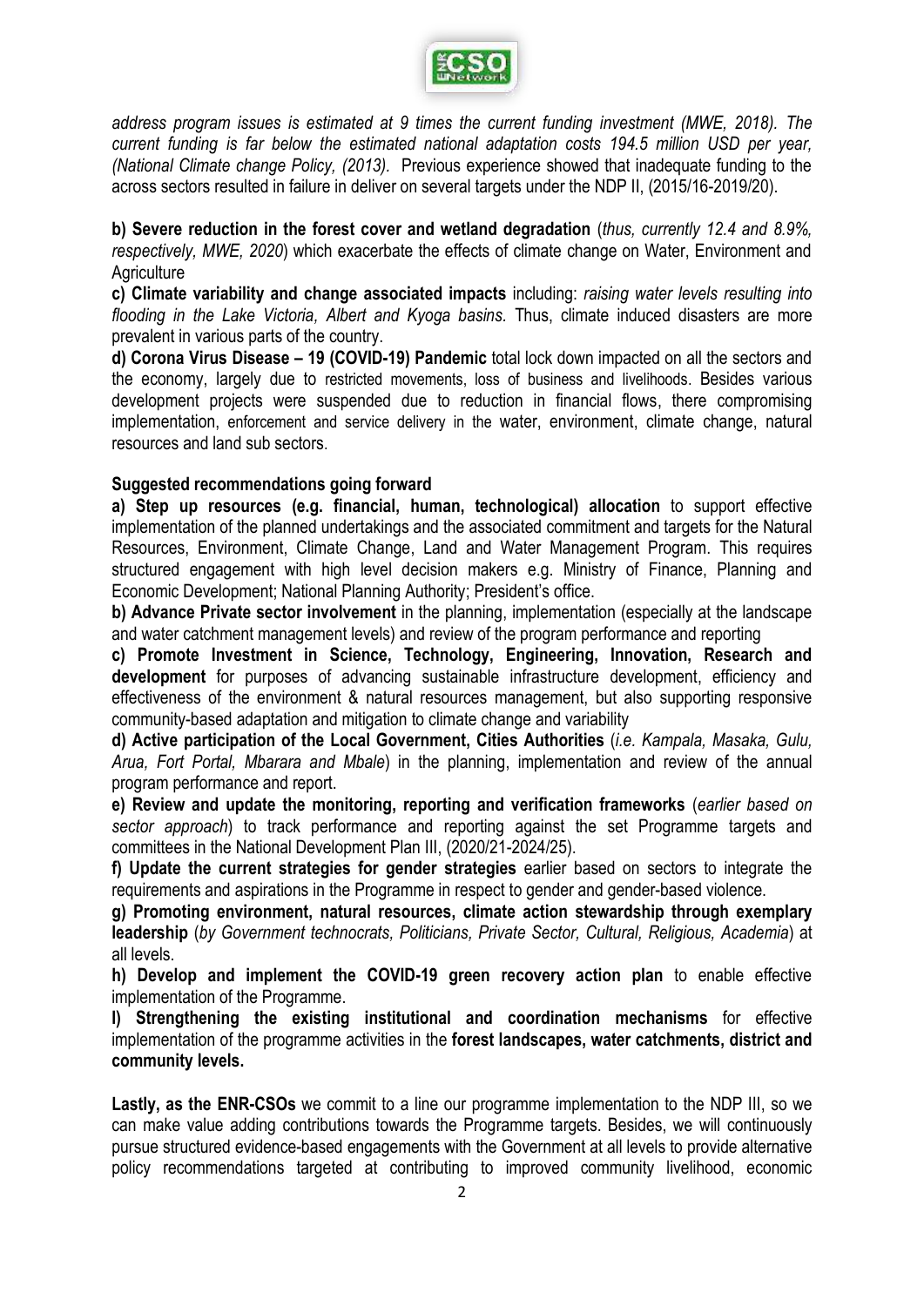*address program issues is estimated at 9 times the current funding investment (MWE, 2018). The current funding is far below the estimated national adaptation costs 194.5 million USD per year, (National Climate change Policy, (2013).* Previous experience showed that inadequate funding to the across sectors resulted in failure in deliver on several targets under the NDP II, (2015/16-2019/20).

**b) Severe reduction in the forest cover and wetland degradation** (*thus, currently 12.4 and 8.9%, respectively, MWE, 2020*) which exacerbate the effects of climate change on Water, Environment and Agriculture

**c) Climate variability and change associated impacts** including: *raising water levels resulting into flooding in the Lake Victoria, Albert and Kyoga basins.* Thus, climate induced disasters are more prevalent in various parts of the country.

**d) Corona Virus Disease – 19 (COVID-19) Pandemic** total lock down impacted on all the sectors and the economy, largely due to restricted movements, loss of business and livelihoods. Besides various development projects were suspended due to reduction in financial flows, there compromising implementation, enforcement and service delivery in the water, environment, climate change, natural resources and land sub sectors.

**Suggested recommendations going forward**

**a) Step up resources (e.g. financial, human, technological) allocation** to support effective implementation of the planned undertakings and the associated commitment and targets for the Natural Resources, Environment, Climate Change, Land and Water Management Program. This requires structured engagement with high level decision makers e.g. Ministry of Finance, Planning and Economic Development; National Planning Authority; President's office.

**b) Advance Private sector involvement** in the planning, implementation (especially at the landscape and water catchment management levels) and review of the program performance and reporting

**c) Promote Investment in Science, Technology, Engineering, Innovation, Research and development** for purposes of advancing sustainable infrastructure development, efficiency and effectiveness of the environment & natural resources management, but also supporting responsive community-based adaptation and mitigation to climate change and variability

**d) Active participation of the Local Government, Cities Authorities** (*i.e. Kampala, Masaka, Gulu, Arua, Fort Portal, Mbarara and Mbale*) in the planning, implementation and review of the annual program performance and report.

**e) Review and update the monitoring, reporting and verification frameworks** (*earlier based on sector approach*) to track performance and reporting against the set Programme targets and committees in the National Development Plan III, (2020/21-2024/25).

**f) Update the current strategies for gender strategies** earlier based on sectors to integrate the requirements and aspirations in the Programme in respect to gender and gender-based violence.

**g) Promoting environment, natural resources, climate action stewardship through exemplary leadership** (*by Government technocrats, Politicians, Private Sector, Cultural, Religious, Academia*) at all levels.

**h) Develop and implement the COVID-19 green recovery action plan** to enable effective implementation of the Programme.

**I) Strengthening the existing institutional and coordination mechanisms** for effective implementation of the programme activities in the **forest landscapes, water catchments, district and community levels.**

**Lastly, as the ENR-CSOs** we commit to a line our programme implementation to the NDP III, so we can make value adding contributions towards the Programme targets. Besides, we will continuously pursue structured evidence-based engagements with the Government at all levels to provide alternative policy recommendations targeted at contributing to improved community livelihood, economic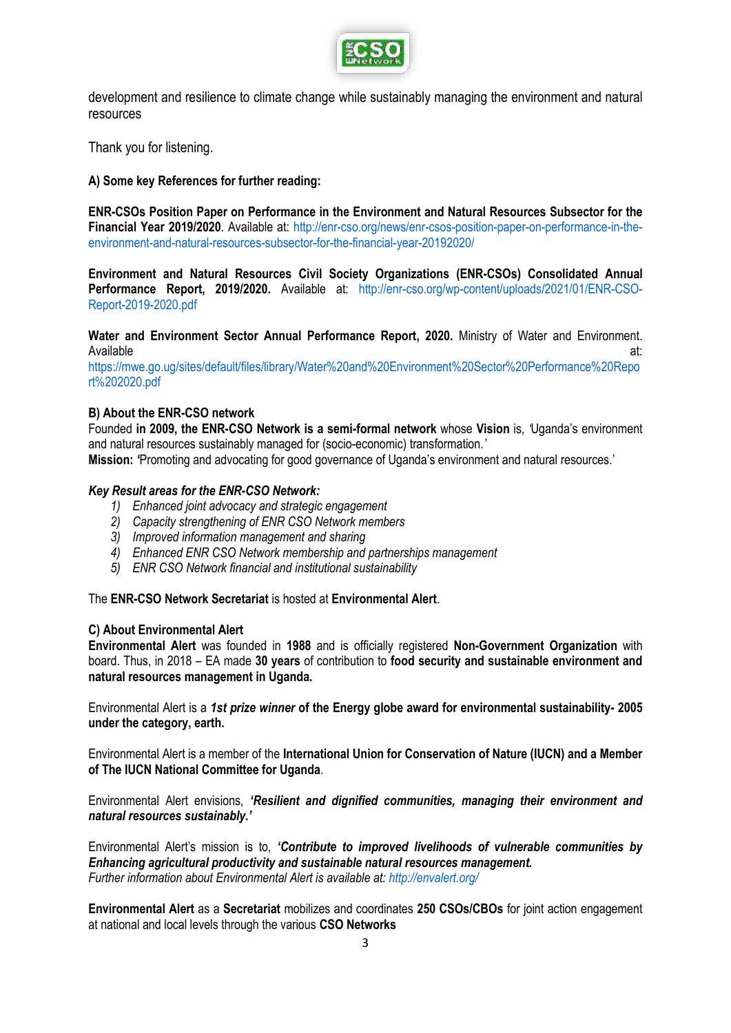development and resilience to climate change while sustainably managing the environment and natural resources

Thank you for listening.

**A) Some key References for further reading:**

**ENR-CSOs Position Paper on Performance in the Environment and Natural Resources Subsector for the Financial Year 2019/2020**. Available at: http://enr-cso.org/news/enr-csos-position-paper-on-performance-in-the-environment-and-natural-resources-subsector-for-the-financial-year-20192020/

**Environment and Natural Resources Civil Society Organizations (ENR-CSOs) Consolidated Annual Performance Report, 2019/2020.** Available at: http://enr-cso.org/wp-content/uploads/2021/01/ENR-CSO-Report-2019-2020.pdf

**Water and Environment Sector Annual Performance Report, 2020.** Ministry of Water and Environment. Available at: https://mwe.go.ug/sites/default/files/library/Water%20and%20Environment%20Sector%20Performance%20Report%202020.pdf

**B) About the ENR-CSO network**

Founded **in 2009, the ENR-CSO Network is a semi-formal network** whose **Vision** is, *'*Uganda's environment and natural resources sustainably managed for (socio-economic) transformation.*'*

**Mission:** *'*Promoting and advocating for good governance of Uganda's environment and natural resources.'

***Key Result areas for the ENR-CSO Network:***

1) *Enhanced joint advocacy and strategic engagement*
2) *Capacity strengthening of ENR CSO Network members*
3) *Improved information management and sharing*
4) *Enhanced ENR CSO Network membership and partnerships management*
5) *ENR CSO Network financial and institutional sustainability*

The **ENR-CSO Network Secretariat** is hosted at **Environmental Alert**.

**C) About Environmental Alert**

**Environmental Alert** was founded in **1988** and is officially registered **Non-Government Organization** with board. Thus, in 2018 – EA made **30 years** of contribution to **food security and sustainable environment and natural resources management in Uganda.**

Environmental Alert is a ***1st prize winner*** **of the Energy globe award for environmental sustainability- 2005 under the category, earth.**

Environmental Alert is a member of the **International Union for Conservation of Nature (IUCN) and a Member of The IUCN National Committee for Uganda**.

Environmental Alert envisions, ***'Resilient and dignified communities, managing their environment and natural resources sustainably.'***

Environmental Alert's mission is to, ***'Contribute to improved livelihoods of vulnerable communities by Enhancing agricultural productivity and sustainable natural resources management.***

*Further information about Environmental Alert is available at: http://envalert.org/*

**Environmental Alert** as a **Secretariat** mobilizes and coordinates **250 CSOs/CBOs** for joint action engagement at national and local levels through the various **CSO Networks**